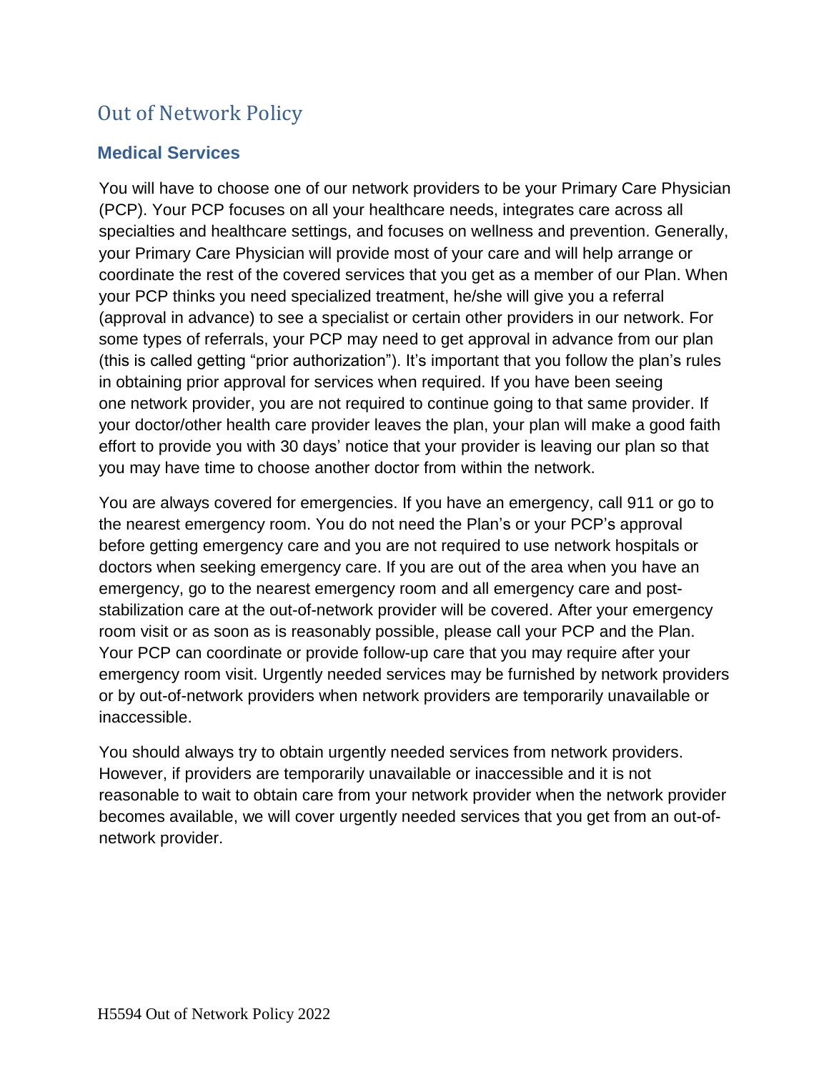# Out of Network Policy

## Medical Services

You will have to choose one of our network providers to be your Primary Care Physician (PCP). Your PCP focuses on all your healthcare needs, integrates care across all specialties and healthcare settings, and focuses on wellness and prevention. Generally, your Primary Care Physician will provide most of your care and will help arrange or coordinate the rest of the covered services that you get as a member of our Plan. When your PCP thinks you need specialized treatment, he/she will give you a referral (approval in advance) to see a specialist or certain other providers in our network. For some types of referrals, your PCP may need to get approval in advance from our plan (this is called getting "prior authorization"). It's important that you follow the plan's rules in obtaining prior approval for services when required. If you have been seeing one network provider, you are not required to continue going to that same provider. If your doctor/other health care provider leaves the plan, your plan will make a good faith effort to provide you with 30 days' notice that your provider is leaving our plan so that you may have time to choose another doctor from within the network.

You are always covered for emergencies. If you have an emergency, call 911 or go to the nearest emergency room. You do not need the Plan's or your PCP's approval before getting emergency care and you are not required to use network hospitals or doctors when seeking emergency care. If you are out of the area when you have an emergency, go to the nearest emergency room and all emergency care and post-stabilization care at the out-of-network provider will be covered. After your emergency room visit or as soon as is reasonably possible, please call your PCP and the Plan. Your PCP can coordinate or provide follow-up care that you may require after your emergency room visit. Urgently needed services may be furnished by network providers or by out-of-network providers when network providers are temporarily unavailable or inaccessible.

You should always try to obtain urgently needed services from network providers. However, if providers are temporarily unavailable or inaccessible and it is not reasonable to wait to obtain care from your network provider when the network provider becomes available, we will cover urgently needed services that you get from an out-of-network provider.

H5594 Out of Network Policy 2022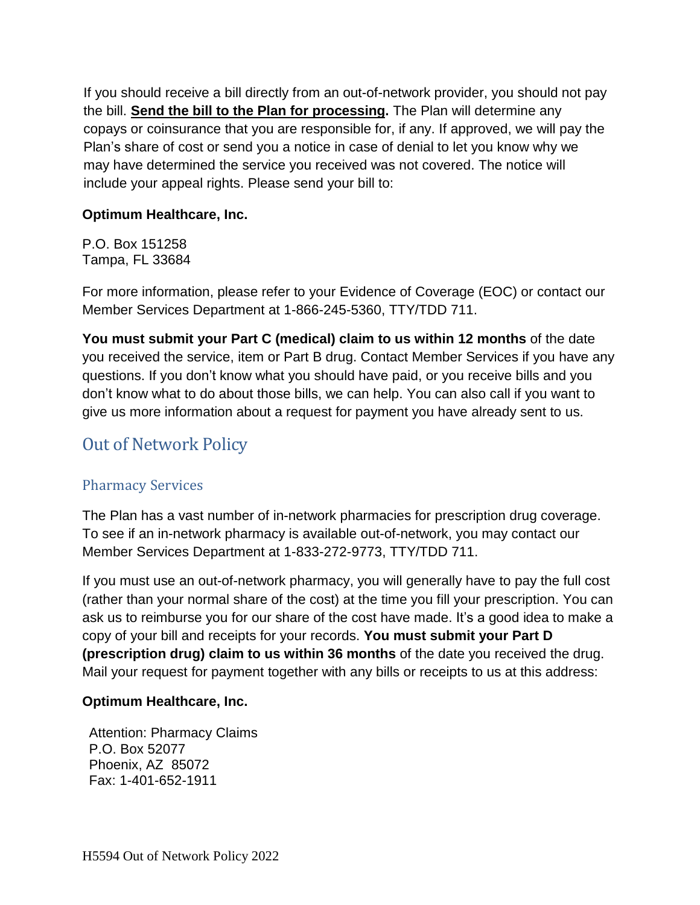If you should receive a bill directly from an out-of-network provider, you should not pay the bill. **Send the bill to the Plan for processing.** The Plan will determine any copays or coinsurance that you are responsible for, if any. If approved, we will pay the Plan's share of cost or send you a notice in case of denial to let you know why we may have determined the service you received was not covered. The notice will include your appeal rights. Please send your bill to:

**Optimum Healthcare, Inc.**

P.O. Box 151258
Tampa, FL 33684

For more information, please refer to your Evidence of Coverage (EOC) or contact our Member Services Department at 1-866-245-5360, TTY/TDD 711.

**You must submit your Part C (medical) claim to us within 12 months** of the date you received the service, item or Part B drug. Contact Member Services if you have any questions. If you don't know what you should have paid, or you receive bills and you don't know what to do about those bills, we can help. You can also call if you want to give us more information about a request for payment you have already sent to us.

# Out of Network Policy

## Pharmacy Services

The Plan has a vast number of in-network pharmacies for prescription drug coverage. To see if an in-network pharmacy is available out-of-network, you may contact our Member Services Department at 1-833-272-9773, TTY/TDD 711.

If you must use an out-of-network pharmacy, you will generally have to pay the full cost (rather than your normal share of the cost) at the time you fill your prescription. You can ask us to reimburse you for our share of the cost have made. It's a good idea to make a copy of your bill and receipts for your records. **You must submit your Part D (prescription drug) claim to us within 36 months** of the date you received the drug. Mail your request for payment together with any bills or receipts to us at this address:

**Optimum Healthcare, Inc.**

Attention: Pharmacy Claims
P.O. Box 52077
Phoenix, AZ 85072
Fax: 1-401-652-1911

H5594 Out of Network Policy 2022